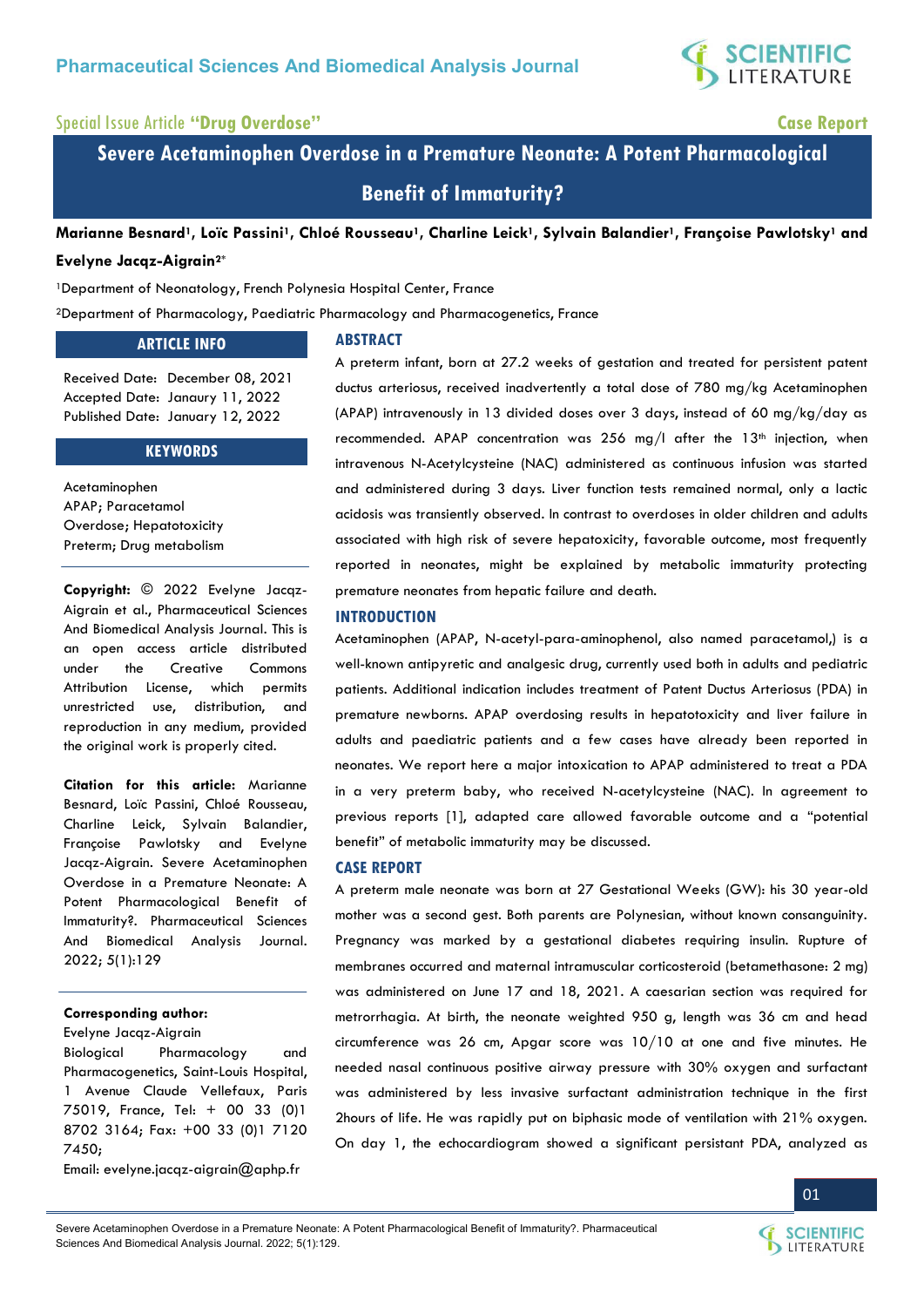Special Issue Article **"Drug Overdose"**

Case Report

# Severe Acetaminophen Overdose in a Premature Neonate: A Potent Pharmacological Benefit of Immaturity?

**Marianne Besnard[1], Loïc Passini[1], Chloé Rousseau[1], Charline Leick[1], Sylvain Balandier[1], Françoise Pawlotsky[1] and Evelyne Jacqz-Aigrain[2]***

[1]Department of Neonatology, French Polynesia Hospital Center, France

[2]Department of Pharmacology, Paediatric Pharmacology and Pharmacogenetics, France

## ARTICLE INFO

Received Date: December 08, 2021
Accepted Date: Janaury 11, 2022
Published Date: January 12, 2022

## KEYWORDS

Acetaminophen
APAP; Paracetamol
Overdose; Hepatotoxicity
Preterm; Drug metabolism

**Copyright:** © 2022 Evelyne Jacqz-Aigrain et al., Pharmaceutical Sciences And Biomedical Analysis Journal. This is an open access article distributed under the Creative Commons Attribution License, which permits unrestricted use, distribution, and reproduction in any medium, provided the original work is properly cited.

**Citation for this article:** Marianne Besnard, Loïc Passini, Chloé Rousseau, Charline Leick, Sylvain Balandier, Françoise Pawlotsky and Evelyne Jacqz-Aigrain. Severe Acetaminophen Overdose in a Premature Neonate: A Potent Pharmacological Benefit of Immaturity?. Pharmaceutical Sciences And Biomedical Analysis Journal. 2022; 5(1):129

**Corresponding author:**
Evelyne Jacqz-Aigrain
Biological Pharmacology and Pharmacogenetics, Saint-Louis Hospital, 1 Avenue Claude Vellefaux, Paris 75019, France, Tel: + 00 33 (0)1 8702 3164; Fax: +00 33 (0)1 7120 7450;
Email: evelyne.jacqz-aigrain@aphp.fr

## ABSTRACT

A preterm infant, born at 27.2 weeks of gestation and treated for persistent patent ductus arteriosus, received inadvertently a total dose of 780 mg/kg Acetaminophen (APAP) intravenously in 13 divided doses over 3 days, instead of 60 mg/kg/day as recommended. APAP concentration was 256 mg/l after the 13th injection, when intravenous N-Acetylcysteine (NAC) administered as continuous infusion was started and administered during 3 days. Liver function tests remained normal, only a lactic acidosis was transiently observed. In contrast to overdoses in older children and adults associated with high risk of severe hepatoxicity, favorable outcome, most frequently reported in neonates, might be explained by metabolic immaturity protecting premature neonates from hepatic failure and death.

## INTRODUCTION

Acetaminophen (APAP, N-acetyl-para-aminophenol, also named paracetamol,) is a well-known antipyretic and analgesic drug, currently used both in adults and pediatric patients. Additional indication includes treatment of Patent Ductus Arteriosus (PDA) in premature newborns. APAP overdosing results in hepatotoxicity and liver failure in adults and paediatric patients and a few cases have already been reported in neonates. We report here a major intoxication to APAP administered to treat a PDA in a very preterm baby, who received N-acetylcysteine (NAC). In agreement to previous reports [1], adapted care allowed favorable outcome and a "potential benefit" of metabolic immaturity may be discussed.

## CASE REPORT

A preterm male neonate was born at 27 Gestational Weeks (GW): his 30 year-old mother was a second gest. Both parents are Polynesian, without known consanguinity. Pregnancy was marked by a gestational diabetes requiring insulin. Rupture of membranes occurred and maternal intramuscular corticosteroid (betamethasone: 2 mg) was administered on June 17 and 18, 2021. A caesarian section was required for metrorrhagia. At birth, the neonate weighted 950 g, length was 36 cm and head circumference was 26 cm, Apgar score was 10/10 at one and five minutes. He needed nasal continuous positive airway pressure with 30% oxygen and surfactant was administered by less invasive surfactant administration technique in the first 2hours of life. He was rapidly put on biphasic mode of ventilation with 21% oxygen. On day 1, the echocardiogram showed a significant persistant PDA, analyzed as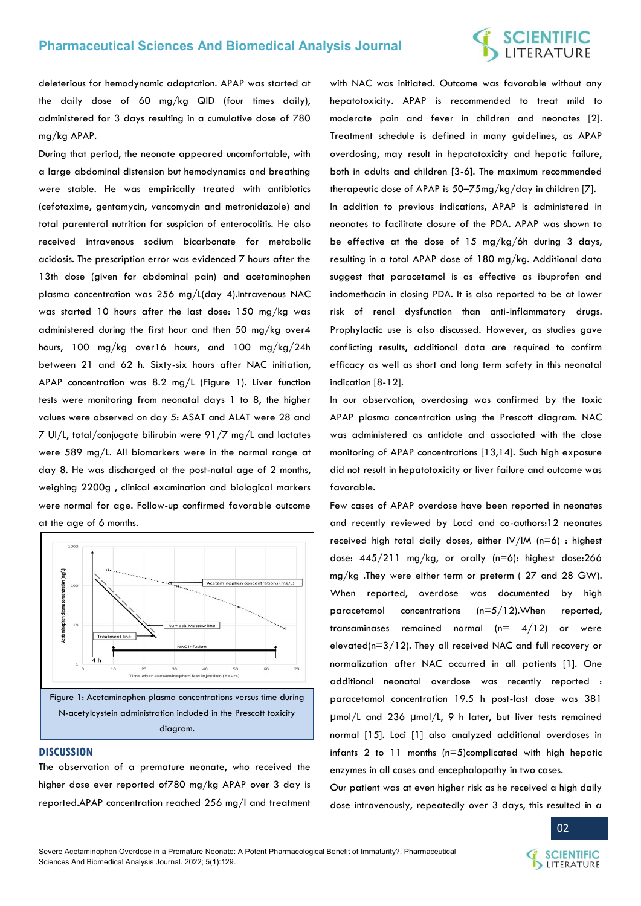deleterious for hemodynamic adaptation. APAP was started at the daily dose of 60 mg/kg QID (four times daily), administered for 3 days resulting in a cumulative dose of 780 mg/kg APAP.

During that period, the neonate appeared uncomfortable, with a large abdominal distension but hemodynamics and breathing were stable. He was empirically treated with antibiotics (cefotaxime, gentamycin, vancomycin and metronidazole) and total parenteral nutrition for suspicion of enterocolitis. He also received intravenous sodium bicarbonate for metabolic acidosis. The prescription error was evidenced 7 hours after the 13th dose (given for abdominal pain) and acetaminophen plasma concentration was 256 mg/L(day 4).Intravenous NAC was started 10 hours after the last dose: 150 mg/kg was administered during the first hour and then 50 mg/kg over4 hours, 100 mg/kg over16 hours, and 100 mg/kg/24h between 21 and 62 h. Sixty-six hours after NAC initiation, APAP concentration was 8.2 mg/L (Figure 1). Liver function tests were monitoring from neonatal days 1 to 8, the higher values were observed on day 5: ASAT and ALAT were 28 and 7 UI/L, total/conjugate bilirubin were 91/7 mg/L and lactates were 589 mg/L. All biomarkers were in the normal range at day 8. He was discharged at the post-natal age of 2 months, weighing 2200g , clinical examination and biological markers were normal for age. Follow-up confirmed favorable outcome at the age of 6 months.

Figure 1: Acetaminophen plasma concentrations versus time during N-acetylcystein administration included in the Prescott toxicity diagram.

## DISCUSSION

The observation of a premature neonate, who received the higher dose ever reported of780 mg/kg APAP over 3 day is reported.APAP concentration reached 256 mg/l and treatment with NAC was initiated. Outcome was favorable without any hepatotoxicity. APAP is recommended to treat mild to moderate pain and fever in children and neonates [2]. Treatment schedule is defined in many guidelines, as APAP overdosing, may result in hepatotoxicity and hepatic failure, both in adults and children [3-6]. The maximum recommended therapeutic dose of APAP is 50–75mg/kg/day in children [7].

In addition to previous indications, APAP is administered in neonates to facilitate closure of the PDA. APAP was shown to be effective at the dose of 15 mg/kg/6h during 3 days, resulting in a total APAP dose of 180 mg/kg. Additional data suggest that paracetamol is as effective as ibuprofen and indomethacin in closing PDA. It is also reported to be at lower risk of renal dysfunction than anti-inflammatory drugs. Prophylactic use is also discussed. However, as studies gave conflicting results, additional data are required to confirm efficacy as well as short and long term safety in this neonatal indication [8-12].

In our observation, overdosing was confirmed by the toxic APAP plasma concentration using the Prescott diagram. NAC was administered as antidote and associated with the close monitoring of APAP concentrations [13,14]. Such high exposure did not result in hepatotoxicity or liver failure and outcome was favorable.

Few cases of APAP overdose have been reported in neonates and recently reviewed by Locci and co-authors:12 neonates received high total daily doses, either IV/IM (n=6) : highest dose: 445/211 mg/kg, or orally (n=6): highest dose:266 mg/kg .They were either term or preterm ( 27 and 28 GW). When reported, overdose was documented by high paracetamol concentrations (n=5/12).When reported, transaminases remained normal (n= 4/12) or were elevated(n=3/12). They all received NAC and full recovery or normalization after NAC occurred in all patients [1]. One additional neonatal overdose was recently reported : paracetamol concentration 19.5 h post-last dose was 381 µmol/L and 236 µmol/L, 9 h later, but liver tests remained normal [15]. Loci [1] also analyzed additional overdoses in infants 2 to 11 months (n=5)complicated with high hepatic enzymes in all cases and encephalopathy in two cases.

Our patient was at even higher risk as he received a high daily dose intravenously, repeatedly over 3 days, this resulted in a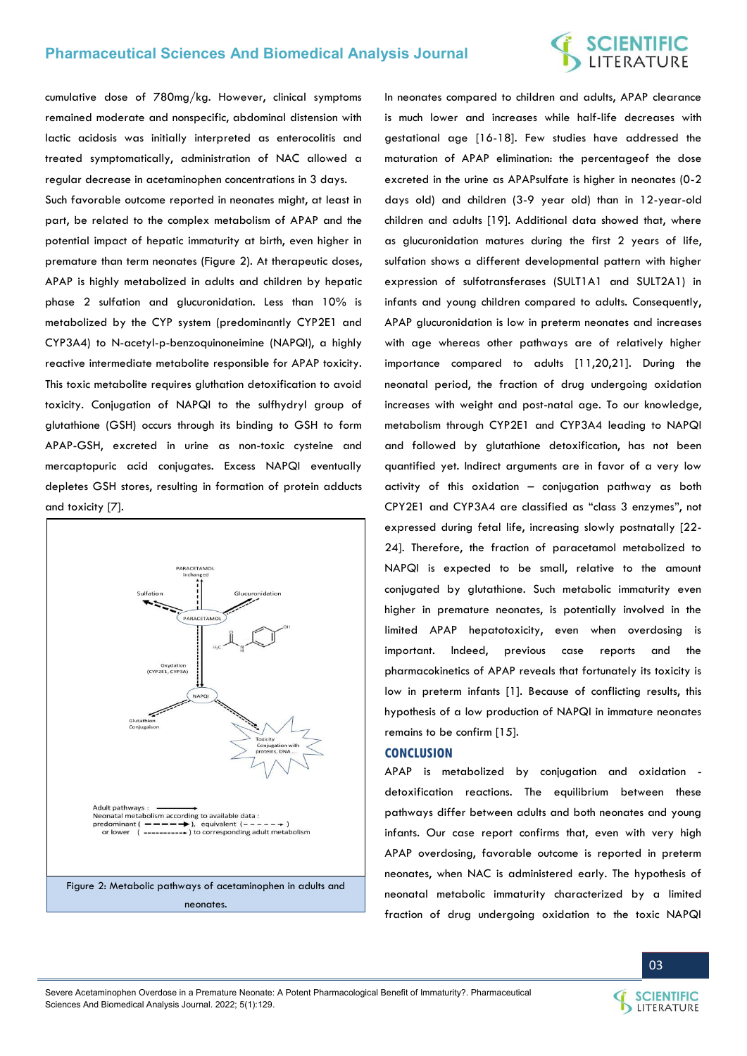cumulative dose of 780mg/kg. However, clinical symptoms remained moderate and nonspecific, abdominal distension with lactic acidosis was initially interpreted as enterocolitis and treated symptomatically, administration of NAC allowed a regular decrease in acetaminophen concentrations in 3 days.

Such favorable outcome reported in neonates might, at least in part, be related to the complex metabolism of APAP and the potential impact of hepatic immaturity at birth, even higher in premature than term neonates (Figure 2). At therapeutic doses, APAP is highly metabolized in adults and children by hepatic phase 2 sulfation and glucuronidation. Less than 10% is metabolized by the CYP system (predominantly CYP2E1 and CYP3A4) to N-acetyl-p-benzoquinoneimine (NAPQI), a highly reactive intermediate metabolite responsible for APAP toxicity. This toxic metabolite requires gluthation detoxification to avoid toxicity. Conjugation of NAPQI to the sulfhydryl group of glutathione (GSH) occurs through its binding to GSH to form APAP-GSH, excreted in urine as non-toxic cysteine and mercaptopuric acid conjugates. Excess NAPQI eventually depletes GSH stores, resulting in formation of protein adducts and toxicity [7].

Figure 2: Metabolic pathways of acetaminophen in adults and neonates.

In neonates compared to children and adults, APAP clearance is much lower and increases while half-life decreases with gestational age [16-18]. Few studies have addressed the maturation of APAP elimination: the percentageof the dose excreted in the urine as APAPsulfate is higher in neonates (0-2 days old) and children (3-9 year old) than in 12-year-old children and adults [19]. Additional data showed that, where as glucuronidation matures during the first 2 years of life, sulfation shows a different developmental pattern with higher expression of sulfotransferases (SULT1A1 and SULT2A1) in infants and young children compared to adults. Consequently, APAP glucuronidation is low in preterm neonates and increases with age whereas other pathways are of relatively higher importance compared to adults [11,20,21]. During the neonatal period, the fraction of drug undergoing oxidation increases with weight and post-natal age. To our knowledge, metabolism through CYP2E1 and CYP3A4 leading to NAPQI and followed by glutathione detoxification, has not been quantified yet. Indirect arguments are in favor of a very low activity of this oxidation – conjugation pathway as both CPY2E1 and CYP3A4 are classified as "class 3 enzymes", not expressed during fetal life, increasing slowly postnatally [22-24]. Therefore, the fraction of paracetamol metabolized to NAPQI is expected to be small, relative to the amount conjugated by glutathione. Such metabolic immaturity even higher in premature neonates, is potentially involved in the limited APAP hepatotoxicity, even when overdosing is important. Indeed, previous case reports and the pharmacokinetics of APAP reveals that fortunately its toxicity is low in preterm infants [1]. Because of conflicting results, this hypothesis of a low production of NAPQI in immature neonates remains to be confirm [15].

## CONCLUSION

APAP is metabolized by conjugation and oxidation - detoxification reactions. The equilibrium between these pathways differ between adults and both neonates and young infants. Our case report confirms that, even with very high APAP overdosing, favorable outcome is reported in preterm neonates, when NAC is administered early. The hypothesis of neonatal metabolic immaturity characterized by a limited fraction of drug undergoing oxidation to the toxic NAPQI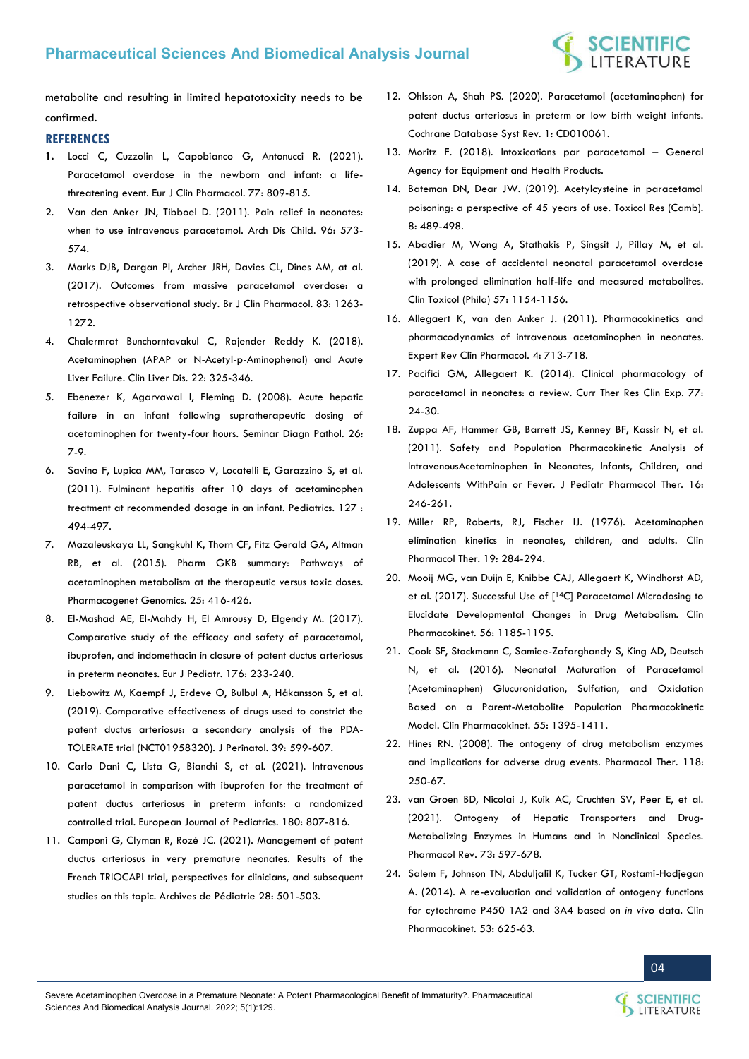metabolite and resulting in limited hepatotoxicity needs to be confirmed.

## REFERENCES

1. Locci C, Cuzzolin L, Capobianco G, Antonucci R. (2021). Paracetamol overdose in the newborn and infant: a life-threatening event. Eur J Clin Pharmacol. 77: 809-815.
2. Van den Anker JN, Tibboel D. (2011). Pain relief in neonates: when to use intravenous paracetamol. Arch Dis Child. 96: 573-574.
3. Marks DJB, Dargan PI, Archer JRH, Davies CL, Dines AM, at al. (2017). Outcomes from massive paracetamol overdose: a retrospective observational study. Br J Clin Pharmacol. 83: 1263-1272.
4. Chalermrat Bunchorntavakul C, Rajender Reddy K. (2018). Acetaminophen (APAP or N-Acetyl-p-Aminophenol) and Acute Liver Failure. Clin Liver Dis. 22: 325-346.
5. Ebenezer K, Agarvawal I, Fleming D. (2008). Acute hepatic failure in an infant following supratherapeutic dosing of acetaminophen for twenty-four hours. Seminar Diagn Pathol. 26: 7-9.
6. Savino F, Lupica MM, Tarasco V, Locatelli E, Garazzino S, et al. (2011). Fulminant hepatitis after 10 days of acetaminophen treatment at recommended dosage in an infant. Pediatrics. 127 : 494-497.
7. Mazaleuskaya LL, Sangkuhl K, Thorn CF, Fitz Gerald GA, Altman RB, et al. (2015). Pharm GKB summary: Pathways of acetaminophen metabolism at the therapeutic versus toxic doses. Pharmacogenet Genomics. 25: 416-426.
8. El-Mashad AE, El-Mahdy H, El Amrousy D, Elgendy M. (2017). Comparative study of the efficacy and safety of paracetamol, ibuprofen, and indomethacin in closure of patent ductus arteriosus in preterm neonates. Eur J Pediatr. 176: 233-240.
9. Liebowitz M, Kaempf J, Erdeve O, Bulbul A, Håkansson S, et al. (2019). Comparative effectiveness of drugs used to constrict the patent ductus arteriosus: a secondary analysis of the PDA-TOLERATE trial (NCT01958320). J Perinatol. 39: 599-607.
10. Carlo Dani C, Lista G, Bianchi S, et al. (2021). Intravenous paracetamol in comparison with ibuprofen for the treatment of patent ductus arteriosus in preterm infants: a randomized controlled trial. European Journal of Pediatrics. 180: 807-816.
11. Camponi G, Clyman R, Rozé JC. (2021). Management of patent ductus arteriosus in very premature neonates. Results of the French TRIOCAPI trial, perspectives for clinicians, and subsequent studies on this topic. Archives de Pédiatrie 28: 501-503.
12. Ohlsson A, Shah PS. (2020). Paracetamol (acetaminophen) for patent ductus arteriosus in preterm or low birth weight infants. Cochrane Database Syst Rev. 1: CD010061.
13. Moritz F. (2018). Intoxications par paracetamol – General Agency for Equipment and Health Products.
14. Bateman DN, Dear JW. (2019). Acetylcysteine in paracetamol poisoning: a perspective of 45 years of use. Toxicol Res (Camb). 8: 489-498.
15. Abadier M, Wong A, Stathakis P, Singsit J, Pillay M, et al. (2019). A case of accidental neonatal paracetamol overdose with prolonged elimination half-life and measured metabolites. Clin Toxicol (Phila) 57: 1154-1156.
16. Allegaert K, van den Anker J. (2011). Pharmacokinetics and pharmacodynamics of intravenous acetaminophen in neonates. Expert Rev Clin Pharmacol. 4: 713-718.
17. Pacifici GM, Allegaert K. (2014). Clinical pharmacology of paracetamol in neonates: a review. Curr Ther Res Clin Exp. 77: 24-30.
18. Zuppa AF, Hammer GB, Barrett JS, Kenney BF, Kassir N, et al. (2011). Safety and Population Pharmacokinetic Analysis of IntravenousAcetaminophen in Neonates, Infants, Children, and Adolescents WithPain or Fever. J Pediatr Pharmacol Ther. 16: 246-261.
19. Miller RP, Roberts, RJ, Fischer IJ. (1976). Acetaminophen elimination kinetics in neonates, children, and adults. Clin Pharmacol Ther. 19: 284-294.
20. Mooij MG, van Duijn E, Knibbe CAJ, Allegaert K, Windhorst AD, et al. (2017). Successful Use of [$^{14}$C] Paracetamol Microdosing to Elucidate Developmental Changes in Drug Metabolism. Clin Pharmacokinet. 56: 1185-1195.
21. Cook SF, Stockmann C, Samiee-Zafarghandy S, King AD, Deutsch N, et al. (2016). Neonatal Maturation of Paracetamol (Acetaminophen) Glucuronidation, Sulfation, and Oxidation Based on a Parent-Metabolite Population Pharmacokinetic Model. Clin Pharmacokinet. 55: 1395-1411.
22. Hines RN. (2008). The ontogeny of drug metabolism enzymes and implications for adverse drug events. Pharmacol Ther. 118: 250-67.
23. van Groen BD, Nicolai J, Kuik AC, Cruchten SV, Peer E, et al. (2021). Ontogeny of Hepatic Transporters and Drug-Metabolizing Enzymes in Humans and in Nonclinical Species. Pharmacol Rev. 73: 597-678.
24. Salem F, Johnson TN, Abduljalil K, Tucker GT, Rostami-Hodjegan A. (2014). A re-evaluation and validation of ontogeny functions for cytochrome P450 1A2 and 3A4 based on *in vivo* data. Clin Pharmacokinet. 53: 625-63.